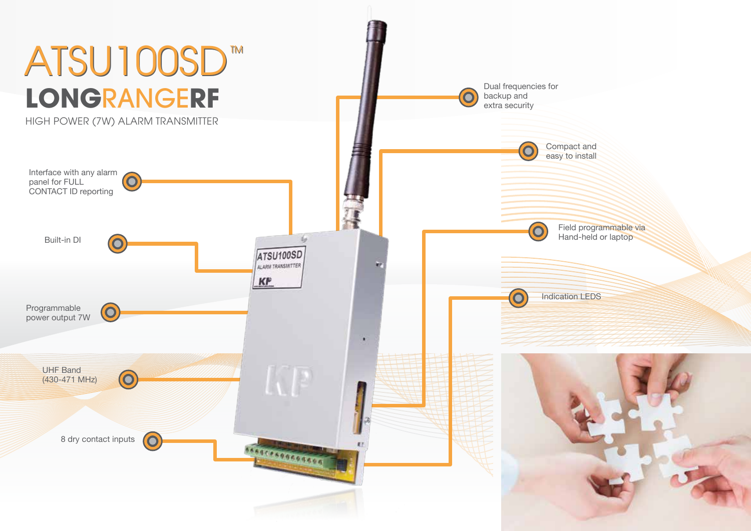# ATSU100SD™

## LONGRANGERF

HIGH POWER (7W) ALARM TRANSMITTER

- Interface with any alarm panel for FULL CONTACT ID reporting
- Built-in DI
- Programmable power output 7W
- UHF Band (430-471 MHz)
- 8 dry contact inputs
- Dual frequencies for backup and extra security
- Compact and easy to install
- Field programmable via Hand-held or laptop
- Indication LEDS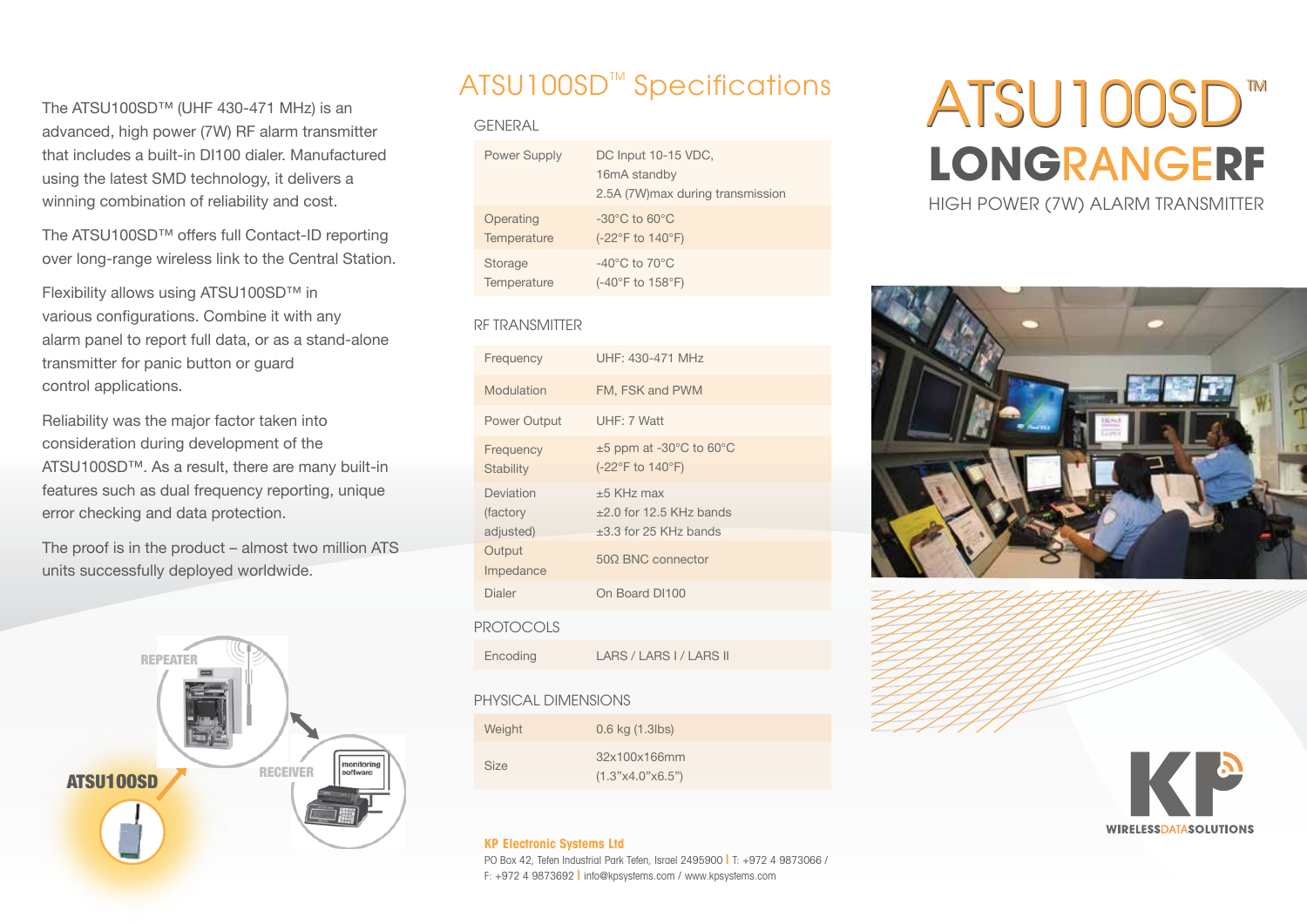# ATSU100SD™ LONGRANGERF

HIGH POWER (7W) ALARM TRANSMITTER

The ATSU100SD™ (UHF 430-471 MHz) is an advanced, high power (7W) RF alarm transmitter that includes a built-in DI100 dialer. Manufactured using the latest SMD technology, it delivers a winning combination of reliability and cost.

The ATSU100SD™ offers full Contact-ID reporting over long-range wireless link to the Central Station.

Flexibility allows using ATSU100SD™ in various configurations. Combine it with any alarm panel to report full data, or as a stand-alone transmitter for panic button or guard control applications.

Reliability was the major factor taken into consideration during development of the ATSU100SD™. As a result, there are many built-in features such as dual frequency reporting, unique error checking and data protection.

The proof is in the product – almost two million ATS units successfully deployed worldwide.

REPEATER

ATSU100SD

RECEIVER

monitoring software

## ATSU100SD™ Specifications

### GENERAL

| | |
|---|---|
| Power Supply | DC Input 10-15 VDC, 16mA standby 2.5A (7W)max during transmission |
| Operating Temperature | -30°C to 60°C (-22°F to 140°F) |
| Storage Temperature | -40°C to 70°C (-40°F to 158°F) |

### RF TRANSMITTER

| | |
|---|---|
| Frequency | UHF: 430-471 MHz |
| Modulation | FM, FSK and PWM |
| Power Output | UHF: 7 Watt |
| Frequency Stability | ±5 ppm at -30°C to 60°C (-22°F to 140°F) |
| Deviation (factory adjusted) | ±5 KHz max ±2.0 for 12.5 KHz bands ±3.3 for 25 KHz bands |
| Output Impedance | 50Ω BNC connector |
| Dialer | On Board DI100 |

### PROTOCOLS

| | |
|---|---|
| Encoding | LARS / LARS I / LARS II |

### PHYSICAL DIMENSIONS

| | |
|---|---|
| Weight | 0.6 kg (1.3lbs) |
| Size | 32x100x166mm (1.3"x4.0"x6.5") |

**KP Electronic Systems Ltd**

PO Box 42, Tefen Industrial Park Tefen, Israel 2495900 | T: +972 4 9873066 / F: +972 4 9873692 | info@kpsystems.com / www.kpsystems.com

KP WIRELESSDATASOLUTIONS